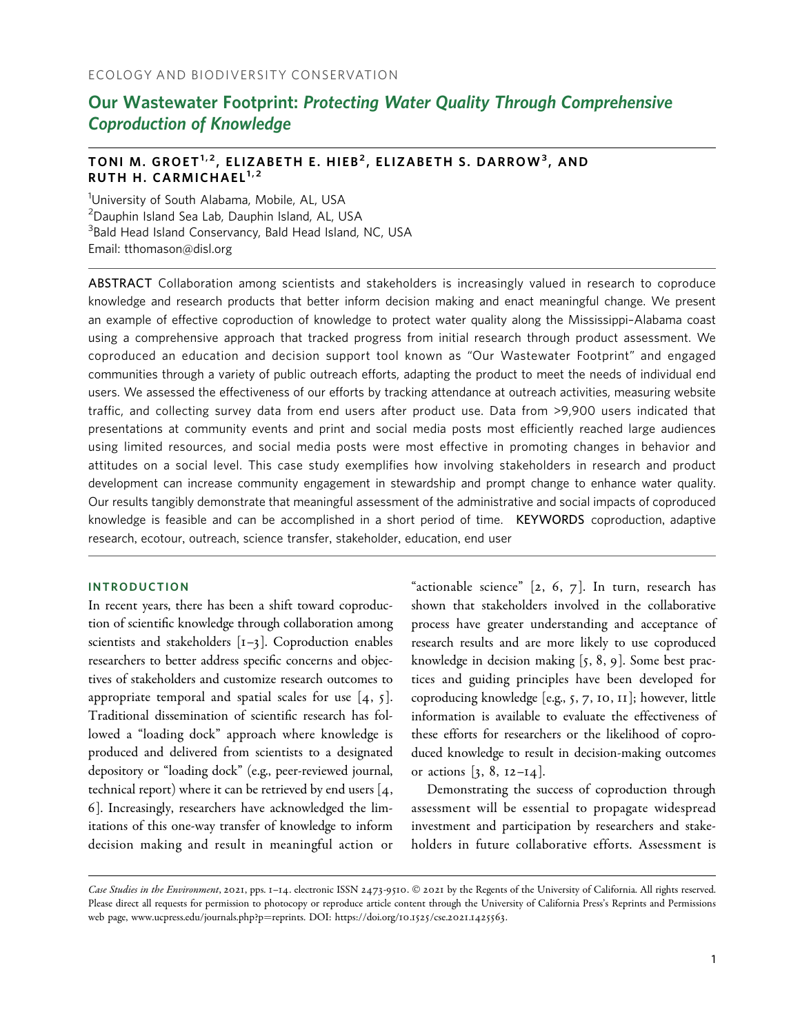ECOLOGY AND BIODIVERSITY CONSERVATION

# Our Wastewater Footprint: *Protecting Water Quality Through Comprehensive Coproduction of Knowledge*

**TONI M. GROET[1,2], ELIZABETH E. HIEB[2], ELIZABETH S. DARROW[3], AND RUTH H. CARMICHAEL[1,2]**

[1]University of South Alabama, Mobile, AL, USA
[2]Dauphin Island Sea Lab, Dauphin Island, AL, USA
[3]Bald Head Island Conservancy, Bald Head Island, NC, USA
Email: tthomason@disl.org

**ABSTRACT** Collaboration among scientists and stakeholders is increasingly valued in research to coproduce knowledge and research products that better inform decision making and enact meaningful change. We present an example of effective coproduction of knowledge to protect water quality along the Mississippi–Alabama coast using a comprehensive approach that tracked progress from initial research through product assessment. We coproduced an education and decision support tool known as "Our Wastewater Footprint" and engaged communities through a variety of public outreach efforts, adapting the product to meet the needs of individual end users. We assessed the effectiveness of our efforts by tracking attendance at outreach activities, measuring website traffic, and collecting survey data from end users after product use. Data from >9,900 users indicated that presentations at community events and print and social media posts most efficiently reached large audiences using limited resources, and social media posts were most effective in promoting changes in behavior and attitudes on a social level. This case study exemplifies how involving stakeholders in research and product development can increase community engagement in stewardship and prompt change to enhance water quality. Our results tangibly demonstrate that meaningful assessment of the administrative and social impacts of coproduced knowledge is feasible and can be accomplished in a short period of time. **KEYWORDS** coproduction, adaptive research, ecotour, outreach, science transfer, stakeholder, education, end user

## INTRODUCTION

In recent years, there has been a shift toward coproduction of scientific knowledge through collaboration among scientists and stakeholders [1–3]. Coproduction enables researchers to better address specific concerns and objectives of stakeholders and customize research outcomes to appropriate temporal and spatial scales for use [4, 5]. Traditional dissemination of scientific research has followed a "loading dock" approach where knowledge is produced and delivered from scientists to a designated depository or "loading dock" (e.g., peer-reviewed journal, technical report) where it can be retrieved by end users [4, 6]. Increasingly, researchers have acknowledged the limitations of this one-way transfer of knowledge to inform decision making and result in meaningful action or "actionable science" [2, 6, 7]. In turn, research has shown that stakeholders involved in the collaborative process have greater understanding and acceptance of research results and are more likely to use coproduced knowledge in decision making [5, 8, 9]. Some best practices and guiding principles have been developed for coproducing knowledge [e.g., 5, 7, 10, 11]; however, little information is available to evaluate the effectiveness of these efforts for researchers or the likelihood of coproduced knowledge to result in decision-making outcomes or actions [3, 8, 12–14].

Demonstrating the success of coproduction through assessment will be essential to propagate widespread investment and participation by researchers and stakeholders in future collaborative efforts. Assessment is

*Case Studies in the Environment*, 2021, pps. 1–14. electronic ISSN 2473-9510. © 2021 by the Regents of the University of California. All rights reserved. Please direct all requests for permission to photocopy or reproduce article content through the University of California Press's Reprints and Permissions web page, www.ucpress.edu/journals.php?p=reprints. DOI: https://doi.org/10.1525/cse.2021.1425563.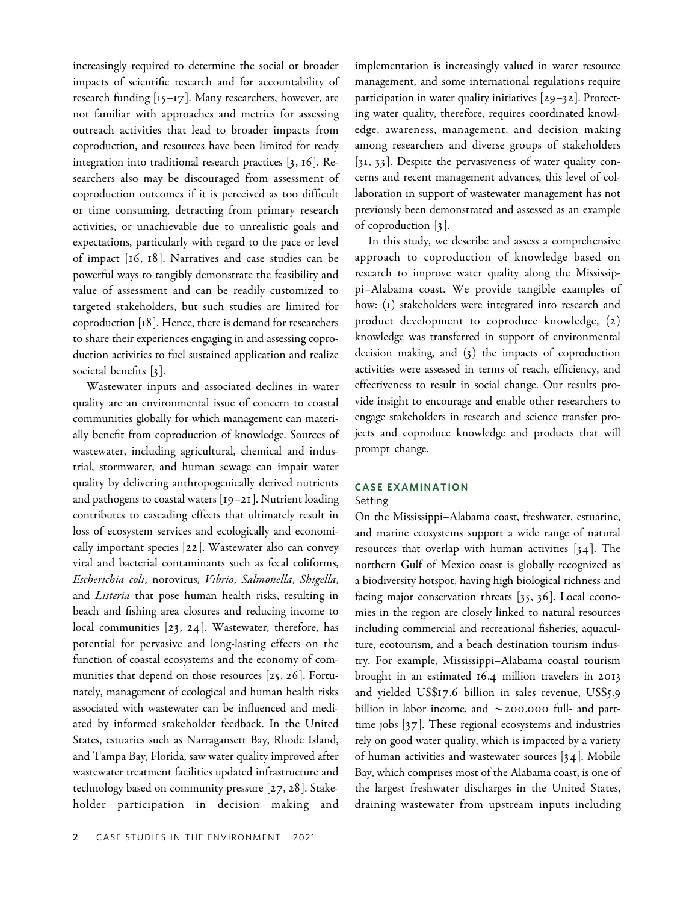increasingly required to determine the social or broader impacts of scientific research and for accountability of research funding [15–17]. Many researchers, however, are not familiar with approaches and metrics for assessing outreach activities that lead to broader impacts from coproduction, and resources have been limited for ready integration into traditional research practices [3, 16]. Researchers also may be discouraged from assessment of coproduction outcomes if it is perceived as too difficult or time consuming, detracting from primary research activities, or unachievable due to unrealistic goals and expectations, particularly with regard to the pace or level of impact [16, 18]. Narratives and case studies can be powerful ways to tangibly demonstrate the feasibility and value of assessment and can be readily customized to targeted stakeholders, but such studies are limited for coproduction [18]. Hence, there is demand for researchers to share their experiences engaging in and assessing coproduction activities to fuel sustained application and realize societal benefits [3].

Wastewater inputs and associated declines in water quality are an environmental issue of concern to coastal communities globally for which management can materially benefit from coproduction of knowledge. Sources of wastewater, including agricultural, chemical and industrial, stormwater, and human sewage can impair water quality by delivering anthropogenically derived nutrients and pathogens to coastal waters [19–21]. Nutrient loading contributes to cascading effects that ultimately result in loss of ecosystem services and ecologically and economically important species [22]. Wastewater also can convey viral and bacterial contaminants such as fecal coliforms, *Escherichia coli*, norovirus, *Vibrio*, *Salmonella*, *Shigella*, and *Listeria* that pose human health risks, resulting in beach and fishing area closures and reducing income to local communities [23, 24]. Wastewater, therefore, has potential for pervasive and long-lasting effects on the function of coastal ecosystems and the economy of communities that depend on those resources [25, 26]. Fortunately, management of ecological and human health risks associated with wastewater can be influenced and mediated by informed stakeholder feedback. In the United States, estuaries such as Narragansett Bay, Rhode Island, and Tampa Bay, Florida, saw water quality improved after wastewater treatment facilities updated infrastructure and technology based on community pressure [27, 28]. Stakeholder participation in decision making and implementation is increasingly valued in water resource management, and some international regulations require participation in water quality initiatives [29–32]. Protecting water quality, therefore, requires coordinated knowledge, awareness, management, and decision making among researchers and diverse groups of stakeholders [31, 33]. Despite the pervasiveness of water quality concerns and recent management advances, this level of collaboration in support of wastewater management has not previously been demonstrated and assessed as an example of coproduction [3].

In this study, we describe and assess a comprehensive approach to coproduction of knowledge based on research to improve water quality along the Mississippi–Alabama coast. We provide tangible examples of how: (1) stakeholders were integrated into research and product development to coproduce knowledge, (2) knowledge was transferred in support of environmental decision making, and (3) the impacts of coproduction activities were assessed in terms of reach, efficiency, and effectiveness to result in social change. Our results provide insight to encourage and enable other researchers to engage stakeholders in research and science transfer projects and coproduce knowledge and products that will prompt change.

## CASE EXAMINATION

### Setting

On the Mississippi–Alabama coast, freshwater, estuarine, and marine ecosystems support a wide range of natural resources that overlap with human activities [34]. The northern Gulf of Mexico coast is globally recognized as a biodiversity hotspot, having high biological richness and facing major conservation threats [35, 36]. Local economies in the region are closely linked to natural resources including commercial and recreational fisheries, aquaculture, ecotourism, and a beach destination tourism industry. For example, Mississippi–Alabama coastal tourism brought in an estimated 16.4 million travelers in 2013 and yielded US$17.6 billion in sales revenue, US$5.9 billion in labor income, and ~200,000 full- and part-time jobs [37]. These regional ecosystems and industries rely on good water quality, which is impacted by a variety of human activities and wastewater sources [34]. Mobile Bay, which comprises most of the Alabama coast, is one of the largest freshwater discharges in the United States, draining wastewater from upstream inputs including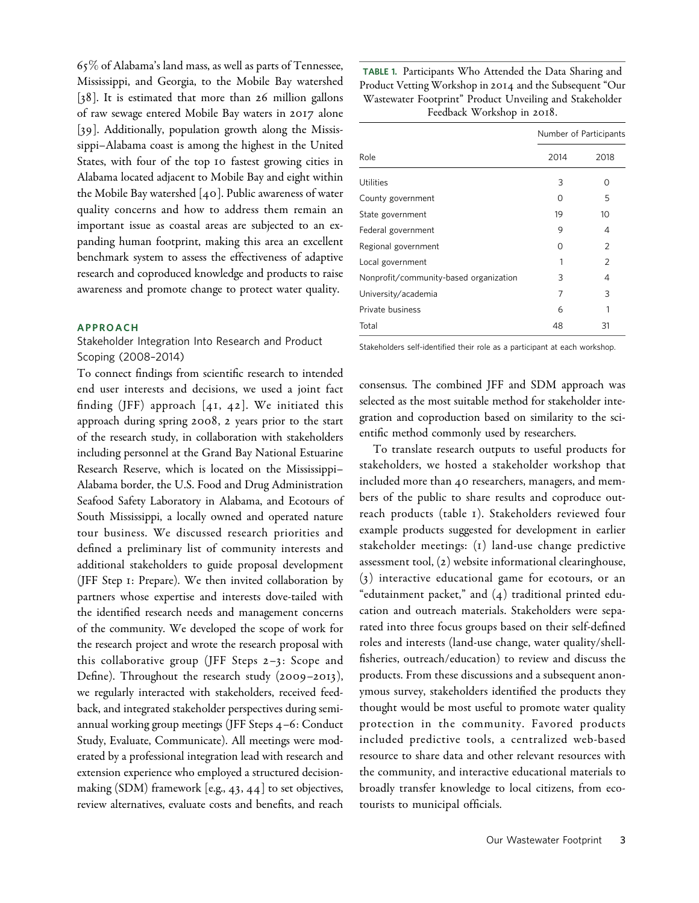65% of Alabama's land mass, as well as parts of Tennessee, Mississippi, and Georgia, to the Mobile Bay watershed [38]. It is estimated that more than 26 million gallons of raw sewage entered Mobile Bay waters in 2017 alone [39]. Additionally, population growth along the Mississippi–Alabama coast is among the highest in the United States, with four of the top 10 fastest growing cities in Alabama located adjacent to Mobile Bay and eight within the Mobile Bay watershed [40]. Public awareness of water quality concerns and how to address them remain an important issue as coastal areas are subjected to an expanding human footprint, making this area an excellent benchmark system to assess the effectiveness of adaptive research and coproduced knowledge and products to raise awareness and promote change to protect water quality.

## APPROACH

### Stakeholder Integration Into Research and Product Scoping (2008–2014)

To connect findings from scientific research to intended end user interests and decisions, we used a joint fact finding (JFF) approach [41, 42]. We initiated this approach during spring 2008, 2 years prior to the start of the research study, in collaboration with stakeholders including personnel at the Grand Bay National Estuarine Research Reserve, which is located on the Mississippi–Alabama border, the U.S. Food and Drug Administration Seafood Safety Laboratory in Alabama, and Ecotours of South Mississippi, a locally owned and operated nature tour business. We discussed research priorities and defined a preliminary list of community interests and additional stakeholders to guide proposal development (JFF Step 1: Prepare). We then invited collaboration by partners whose expertise and interests dove-tailed with the identified research needs and management concerns of the community. We developed the scope of work for the research project and wrote the research proposal with this collaborative group (JFF Steps 2–3: Scope and Define). Throughout the research study (2009–2013), we regularly interacted with stakeholders, received feedback, and integrated stakeholder perspectives during semiannual working group meetings (JFF Steps 4–6: Conduct Study, Evaluate, Communicate). All meetings were moderated by a professional integration lead with research and extension experience who employed a structured decision-making (SDM) framework [e.g., 43, 44] to set objectives, review alternatives, evaluate costs and benefits, and reach consensus. The combined JFF and SDM approach was selected as the most suitable method for stakeholder integration and coproduction based on similarity to the scientific method commonly used by researchers.

**TABLE 1.** Participants Who Attended the Data Sharing and Product Vetting Workshop in 2014 and the Subsequent "Our Wastewater Footprint" Product Unveiling and Stakeholder Feedback Workshop in 2018.

| Role | Number of Participants | |
|---|---|---|
| | 2014 | 2018 |
| Utilities | 3 | 0 |
| County government | 0 | 5 |
| State government | 19 | 10 |
| Federal government | 9 | 4 |
| Regional government | 0 | 2 |
| Local government | 1 | 2 |
| Nonprofit/community-based organization | 3 | 4 |
| University/academia | 7 | 3 |
| Private business | 6 | 1 |
| Total | 48 | 31 |

Stakeholders self-identified their role as a participant at each workshop.

To translate research outputs to useful products for stakeholders, we hosted a stakeholder workshop that included more than 40 researchers, managers, and members of the public to share results and coproduce outreach products (table 1). Stakeholders reviewed four example products suggested for development in earlier stakeholder meetings: (1) land-use change predictive assessment tool, (2) website informational clearinghouse, (3) interactive educational game for ecotours, or an "edutainment packet," and (4) traditional printed education and outreach materials. Stakeholders were separated into three focus groups based on their self-defined roles and interests (land-use change, water quality/shellfisheries, outreach/education) to review and discuss the products. From these discussions and a subsequent anonymous survey, stakeholders identified the products they thought would be most useful to promote water quality protection in the community. Favored products included predictive tools, a centralized web-based resource to share data and other relevant resources with the community, and interactive educational materials to broadly transfer knowledge to local citizens, from ecotourists to municipal officials.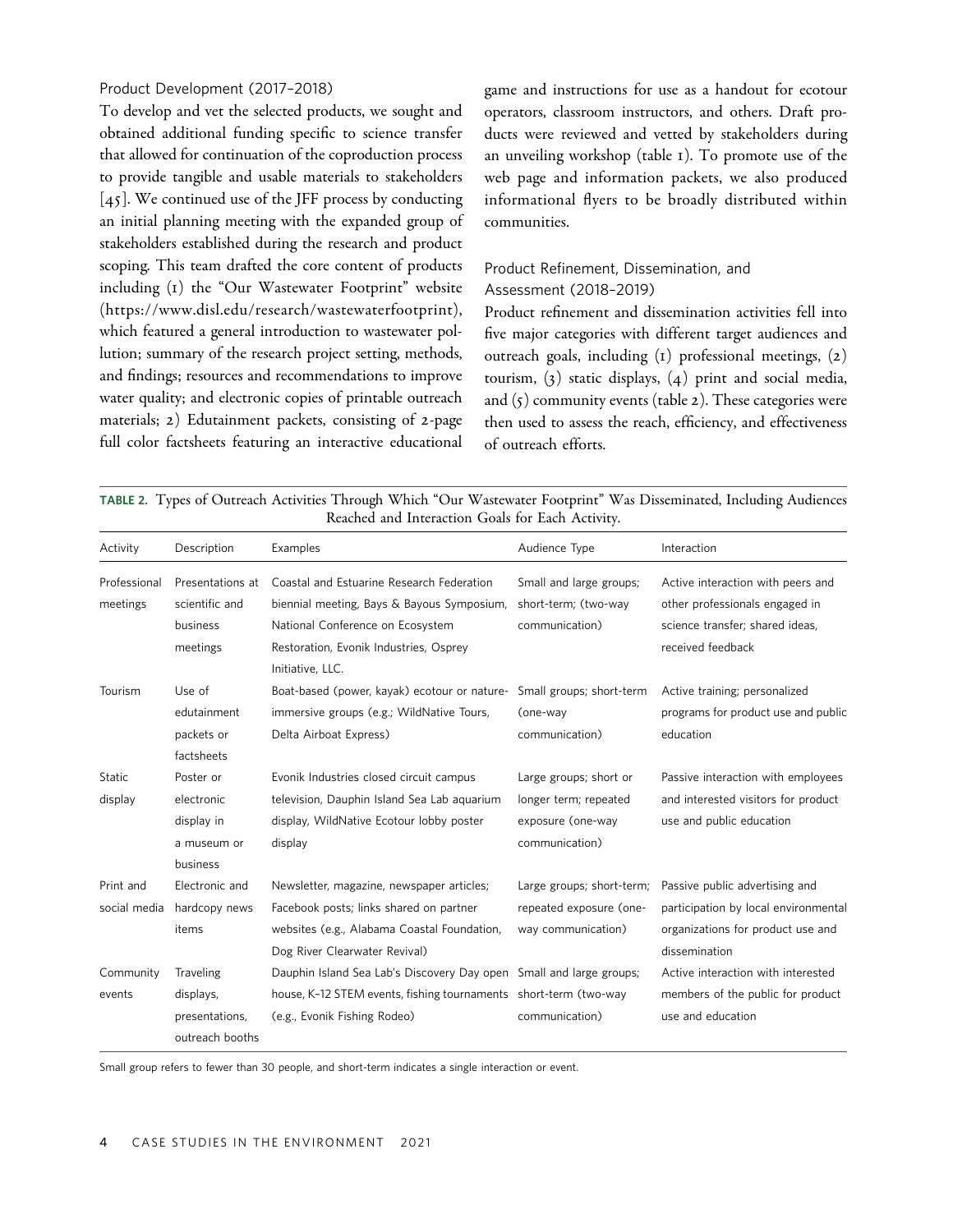### Product Development (2017–2018)

To develop and vet the selected products, we sought and obtained additional funding specific to science transfer that allowed for continuation of the coproduction process to provide tangible and usable materials to stakeholders [45]. We continued use of the JFF process by conducting an initial planning meeting with the expanded group of stakeholders established during the research and product scoping. This team drafted the core content of products including (1) the "Our Wastewater Footprint" website (https://www.disl.edu/research/wastewaterfootprint), which featured a general introduction to wastewater pollution; summary of the research project setting, methods, and findings; resources and recommendations to improve water quality; and electronic copies of printable outreach materials; 2) Edutainment packets, consisting of 2-page full color factsheets featuring an interactive educational game and instructions for use as a handout for ecotour operators, classroom instructors, and others. Draft products were reviewed and vetted by stakeholders during an unveiling workshop (table 1). To promote use of the web page and information packets, we also produced informational flyers to be broadly distributed within communities.

### Product Refinement, Dissemination, and Assessment (2018–2019)

Product refinement and dissemination activities fell into five major categories with different target audiences and outreach goals, including (1) professional meetings, (2) tourism, (3) static displays, (4) print and social media, and (5) community events (table 2). These categories were then used to assess the reach, efficiency, and effectiveness of outreach efforts.

**TABLE 2.** Types of Outreach Activities Through Which "Our Wastewater Footprint" Was Disseminated, Including Audiences Reached and Interaction Goals for Each Activity.

| Activity | Description | Examples | Audience Type | Interaction |
|---|---|---|---|---|
| Professional meetings | Presentations at scientific and business meetings | Coastal and Estuarine Research Federation biennial meeting, Bays & Bayous Symposium, National Conference on Ecosystem Restoration, Evonik Industries, Osprey Initiative, LLC. | Small and large groups; short-term; (two-way communication) | Active interaction with peers and other professionals engaged in science transfer; shared ideas, received feedback |
| Tourism | Use of edutainment packets or factsheets | Boat-based (power, kayak) ecotour or nature-immersive groups (e.g.; WildNative Tours, Delta Airboat Express) | Small groups; short-term (one-way communication) | Active training; personalized programs for product use and public education |
| Static display | Poster or electronic display in a museum or business | Evonik Industries closed circuit campus television, Dauphin Island Sea Lab aquarium display, WildNative Ecotour lobby poster display | Large groups; short or longer term; repeated exposure (one-way communication) | Passive interaction with employees and interested visitors for product use and public education |
| Print and social media | Electronic and hardcopy news items | Newsletter, magazine, newspaper articles; Facebook posts; links shared on partner websites (e.g., Alabama Coastal Foundation, Dog River Clearwater Revival) | Large groups; short-term; repeated exposure (one-way communication) | Passive public advertising and participation by local environmental organizations for product use and dissemination |
| Community events | Traveling displays, presentations, outreach booths | Dauphin Island Sea Lab's Discovery Day open house, K–12 STEM events, fishing tournaments (e.g., Evonik Fishing Rodeo) | Small and large groups; short-term (two-way communication) | Active interaction with interested members of the public for product use and education |

Small group refers to fewer than 30 people, and short-term indicates a single interaction or event.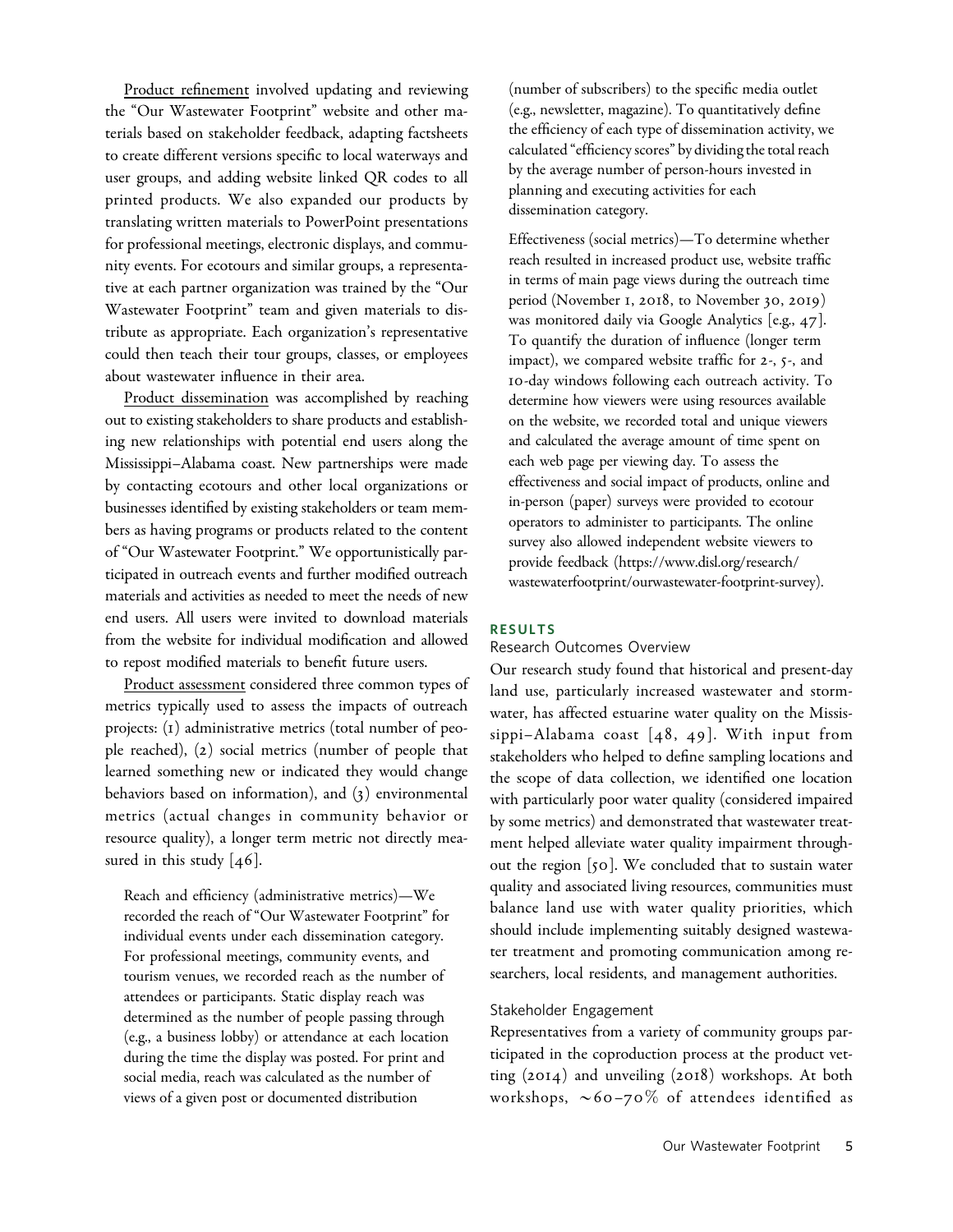Product refinement involved updating and reviewing the "Our Wastewater Footprint" website and other materials based on stakeholder feedback, adapting factsheets to create different versions specific to local waterways and user groups, and adding website linked QR codes to all printed products. We also expanded our products by translating written materials to PowerPoint presentations for professional meetings, electronic displays, and community events. For ecotours and similar groups, a representative at each partner organization was trained by the "Our Wastewater Footprint" team and given materials to distribute as appropriate. Each organization's representative could then teach their tour groups, classes, or employees about wastewater influence in their area.

Product dissemination was accomplished by reaching out to existing stakeholders to share products and establishing new relationships with potential end users along the Mississippi–Alabama coast. New partnerships were made by contacting ecotours and other local organizations or businesses identified by existing stakeholders or team members as having programs or products related to the content of "Our Wastewater Footprint." We opportunistically participated in outreach events and further modified outreach materials and activities as needed to meet the needs of new end users. All users were invited to download materials from the website for individual modification and allowed to repost modified materials to benefit future users.

Product assessment considered three common types of metrics typically used to assess the impacts of outreach projects: (1) administrative metrics (total number of people reached), (2) social metrics (number of people that learned something new or indicated they would change behaviors based on information), and (3) environmental metrics (actual changes in community behavior or resource quality), a longer term metric not directly measured in this study [46].

> Reach and efficiency (administrative metrics)—We recorded the reach of "Our Wastewater Footprint" for individual events under each dissemination category. For professional meetings, community events, and tourism venues, we recorded reach as the number of attendees or participants. Static display reach was determined as the number of people passing through (e.g., a business lobby) or attendance at each location during the time the display was posted. For print and social media, reach was calculated as the number of views of a given post or documented distribution (number of subscribers) to the specific media outlet (e.g., newsletter, magazine). To quantitatively define the efficiency of each type of dissemination activity, we calculated "efficiency scores" by dividing the total reach by the average number of person-hours invested in planning and executing activities for each dissemination category.
>
> Effectiveness (social metrics)—To determine whether reach resulted in increased product use, website traffic in terms of main page views during the outreach time period (November 1, 2018, to November 30, 2019) was monitored daily via Google Analytics [e.g., 47]. To quantify the duration of influence (longer term impact), we compared website traffic for 2-, 5-, and 10-day windows following each outreach activity. To determine how viewers were using resources available on the website, we recorded total and unique viewers and calculated the average amount of time spent on each web page per viewing day. To assess the effectiveness and social impact of products, online and in-person (paper) surveys were provided to ecotour operators to administer to participants. The online survey also allowed independent website viewers to provide feedback (https://www.disl.org/research/wastewaterfootprint/ourwastewater-footprint-survey).

## RESULTS

### Research Outcomes Overview

Our research study found that historical and present-day land use, particularly increased wastewater and stormwater, has affected estuarine water quality on the Mississippi–Alabama coast [48, 49]. With input from stakeholders who helped to define sampling locations and the scope of data collection, we identified one location with particularly poor water quality (considered impaired by some metrics) and demonstrated that wastewater treatment helped alleviate water quality impairment throughout the region [50]. We concluded that to sustain water quality and associated living resources, communities must balance land use with water quality priorities, which should include implementing suitably designed wastewater treatment and promoting communication among researchers, local residents, and management authorities.

### Stakeholder Engagement

Representatives from a variety of community groups participated in the coproduction process at the product vetting (2014) and unveiling (2018) workshops. At both workshops, ~60–70% of attendees identified as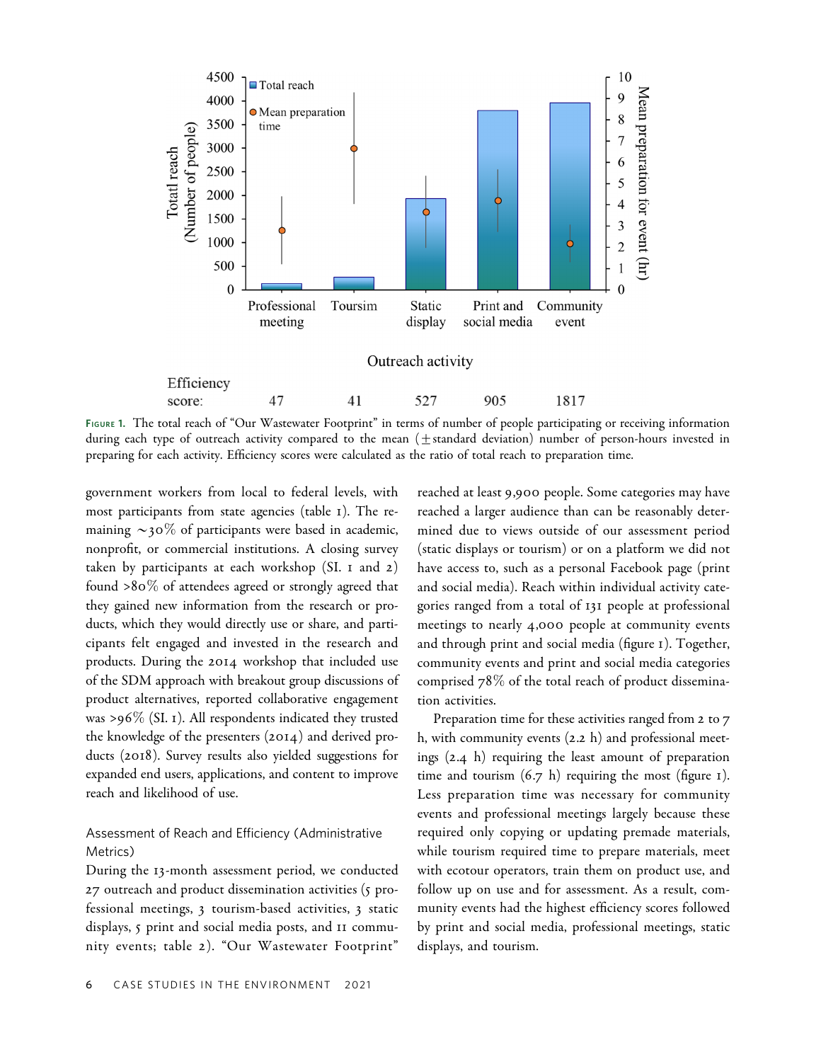Efficiency score: 47 41 527 905 1817

Figure 1. The total reach of "Our Wastewater Footprint" in terms of number of people participating or receiving information during each type of outreach activity compared to the mean (±standard deviation) number of person-hours invested in preparing for each activity. Efficiency scores were calculated as the ratio of total reach to preparation time.

government workers from local to federal levels, with most participants from state agencies (table 1). The remaining ~30% of participants were based in academic, nonprofit, or commercial institutions. A closing survey taken by participants at each workshop (SI. 1 and 2) found >80% of attendees agreed or strongly agreed that they gained new information from the research or products, which they would directly use or share, and participants felt engaged and invested in the research and products. During the 2014 workshop that included use of the SDM approach with breakout group discussions of product alternatives, reported collaborative engagement was >96% (SI. 1). All respondents indicated they trusted the knowledge of the presenters (2014) and derived products (2018). Survey results also yielded suggestions for expanded end users, applications, and content to improve reach and likelihood of use.

### Assessment of Reach and Efficiency (Administrative Metrics)

During the 13-month assessment period, we conducted 27 outreach and product dissemination activities (5 professional meetings, 3 tourism-based activities, 3 static displays, 5 print and social media posts, and 11 community events; table 2). "Our Wastewater Footprint" reached at least 9,900 people. Some categories may have reached a larger audience than can be reasonably determined due to views outside of our assessment period (static displays or tourism) or on a platform we did not have access to, such as a personal Facebook page (print and social media). Reach within individual activity categories ranged from a total of 131 people at professional meetings to nearly 4,000 people at community events and through print and social media (figure 1). Together, community events and print and social media categories comprised 78% of the total reach of product dissemination activities.

Preparation time for these activities ranged from 2 to 7 h, with community events (2.2 h) and professional meetings (2.4 h) requiring the least amount of preparation time and tourism (6.7 h) requiring the most (figure 1). Less preparation time was necessary for community events and professional meetings largely because these required only copying or updating premade materials, while tourism required time to prepare materials, meet with ecotour operators, train them on product use, and follow up on use and for assessment. As a result, community events had the highest efficiency scores followed by print and social media, professional meetings, static displays, and tourism.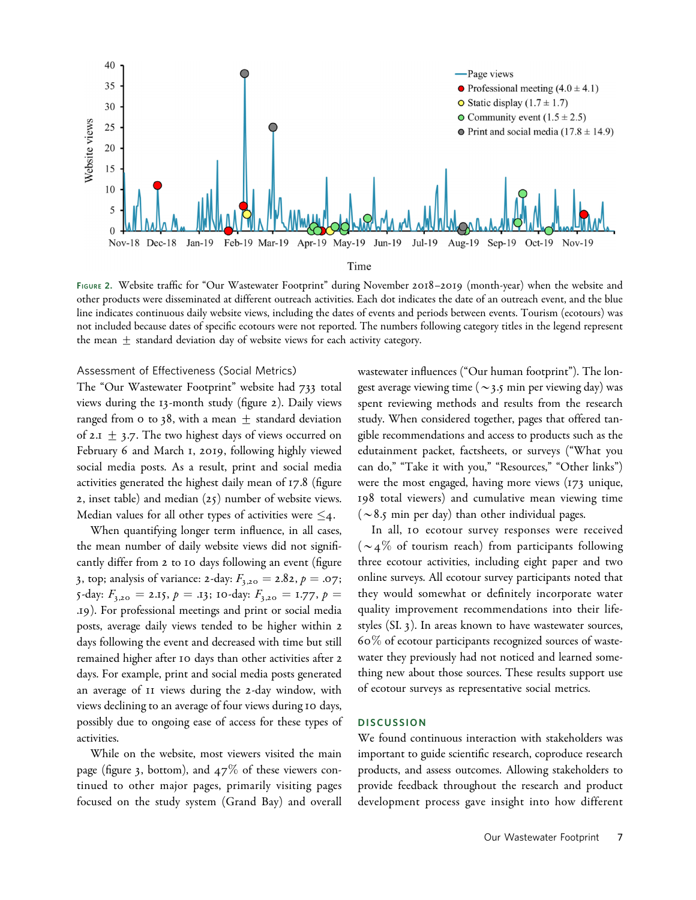Figure 2. Website traffic for "Our Wastewater Footprint" during November 2018–2019 (month-year) when the website and other products were disseminated at different outreach activities. Each dot indicates the date of an outreach event, and the blue line indicates continuous daily website views, including the dates of events and periods between events. Tourism (ecotours) was not included because dates of specific ecotours were not reported. The numbers following category titles in the legend represent the mean ± standard deviation day of website views for each activity category.

### Assessment of Effectiveness (Social Metrics)

The "Our Wastewater Footprint" website had 733 total views during the 13-month study (figure 2). Daily views ranged from 0 to 38, with a mean ± standard deviation of 2.1 ± 3.7. The two highest days of views occurred on February 6 and March 1, 2019, following highly viewed social media posts. As a result, print and social media activities generated the highest daily mean of 17.8 (figure 2, inset table) and median (25) number of website views. Median values for all other types of activities were ≤4.

When quantifying longer term influence, in all cases, the mean number of daily website views did not significantly differ from 2 to 10 days following an event (figure 3, top; analysis of variance: 2-day: $F_{3,20} = 2.82$, $p = .07$; 5-day: $F_{3,20} = 2.15$, $p = .13$; 10-day: $F_{3,20} = 1.77$, $p = .19$). For professional meetings and print or social media posts, average daily views tended to be higher within 2 days following the event and decreased with time but still remained higher after 10 days than other activities after 2 days. For example, print and social media posts generated an average of 11 views during the 2-day window, with views declining to an average of four views during 10 days, possibly due to ongoing ease of access for these types of activities.

While on the website, most viewers visited the main page (figure 3, bottom), and 47% of these viewers continued to other major pages, primarily visiting pages focused on the study system (Grand Bay) and overall wastewater influences ("Our human footprint"). The longest average viewing time (~3.5 min per viewing day) was spent reviewing methods and results from the research study. When considered together, pages that offered tangible recommendations and access to products such as the edutainment packet, factsheets, or surveys ("What you can do," "Take it with you," "Resources," "Other links") were the most engaged, having more views (173 unique, 198 total viewers) and cumulative mean viewing time (~8.5 min per day) than other individual pages.

In all, 10 ecotour survey responses were received (~4% of tourism reach) from participants following three ecotour activities, including eight paper and two online surveys. All ecotour survey participants noted that they would somewhat or definitely incorporate water quality improvement recommendations into their lifestyles (SI. 3). In areas known to have wastewater sources, 60% of ecotour participants recognized sources of wastewater they previously had not noticed and learned something new about those sources. These results support use of ecotour surveys as representative social metrics.

## Discussion

We found continuous interaction with stakeholders was important to guide scientific research, coproduce research products, and assess outcomes. Allowing stakeholders to provide feedback throughout the research and product development process gave insight into how different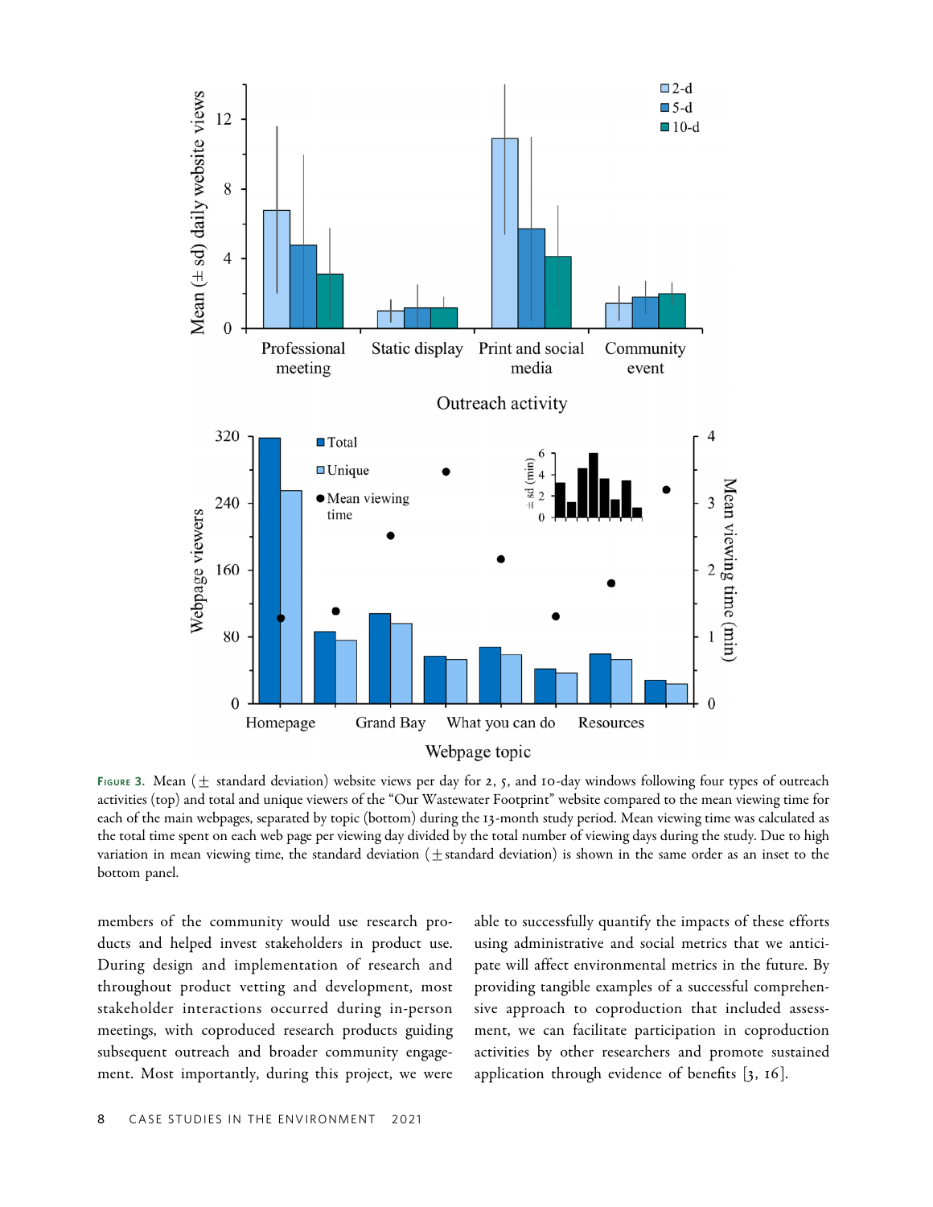Figure 3. Mean (± standard deviation) website views per day for 2, 5, and 10-day windows following four types of outreach activities (top) and total and unique viewers of the "Our Wastewater Footprint" website compared to the mean viewing time for each of the main webpages, separated by topic (bottom) during the 13-month study period. Mean viewing time was calculated as the total time spent on each web page per viewing day divided by the total number of viewing days during the study. Due to high variation in mean viewing time, the standard deviation (±standard deviation) is shown in the same order as an inset to the bottom panel.

members of the community would use research products and helped invest stakeholders in product use. During design and implementation of research and throughout product vetting and development, most stakeholder interactions occurred during in-person meetings, with coproduced research products guiding subsequent outreach and broader community engagement. Most importantly, during this project, we were able to successfully quantify the impacts of these efforts using administrative and social metrics that we anticipate will affect environmental metrics in the future. By providing tangible examples of a successful comprehensive approach to coproduction that included assessment, we can facilitate participation in coproduction activities by other researchers and promote sustained application through evidence of benefits [3, 16].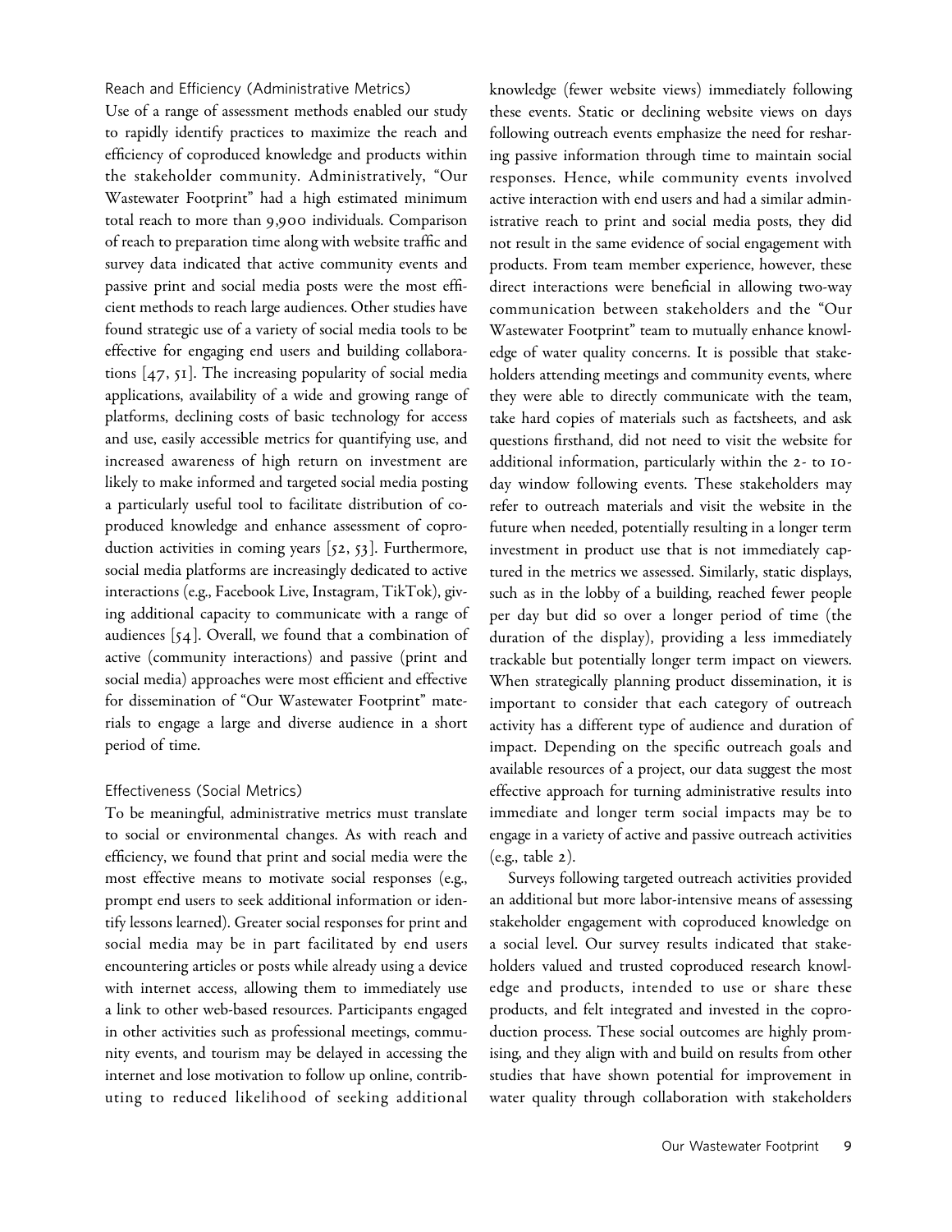### Reach and Efficiency (Administrative Metrics)

Use of a range of assessment methods enabled our study to rapidly identify practices to maximize the reach and efficiency of coproduced knowledge and products within the stakeholder community. Administratively, "Our Wastewater Footprint" had a high estimated minimum total reach to more than 9,900 individuals. Comparison of reach to preparation time along with website traffic and survey data indicated that active community events and passive print and social media posts were the most efficient methods to reach large audiences. Other studies have found strategic use of a variety of social media tools to be effective for engaging end users and building collaborations [47, 51]. The increasing popularity of social media applications, availability of a wide and growing range of platforms, declining costs of basic technology for access and use, easily accessible metrics for quantifying use, and increased awareness of high return on investment are likely to make informed and targeted social media posting a particularly useful tool to facilitate distribution of coproduced knowledge and enhance assessment of coproduction activities in coming years [52, 53]. Furthermore, social media platforms are increasingly dedicated to active interactions (e.g., Facebook Live, Instagram, TikTok), giving additional capacity to communicate with a range of audiences [54]. Overall, we found that a combination of active (community interactions) and passive (print and social media) approaches were most efficient and effective for dissemination of "Our Wastewater Footprint" materials to engage a large and diverse audience in a short period of time.

### Effectiveness (Social Metrics)

To be meaningful, administrative metrics must translate to social or environmental changes. As with reach and efficiency, we found that print and social media were the most effective means to motivate social responses (e.g., prompt end users to seek additional information or identify lessons learned). Greater social responses for print and social media may be in part facilitated by end users encountering articles or posts while already using a device with internet access, allowing them to immediately use a link to other web-based resources. Participants engaged in other activities such as professional meetings, community events, and tourism may be delayed in accessing the internet and lose motivation to follow up online, contributing to reduced likelihood of seeking additional knowledge (fewer website views) immediately following these events. Static or declining website views on days following outreach events emphasize the need for resharing passive information through time to maintain social responses. Hence, while community events involved active interaction with end users and had a similar administrative reach to print and social media posts, they did not result in the same evidence of social engagement with products. From team member experience, however, these direct interactions were beneficial in allowing two-way communication between stakeholders and the "Our Wastewater Footprint" team to mutually enhance knowledge of water quality concerns. It is possible that stakeholders attending meetings and community events, where they were able to directly communicate with the team, take hard copies of materials such as factsheets, and ask questions firsthand, did not need to visit the website for additional information, particularly within the 2- to 10-day window following events. These stakeholders may refer to outreach materials and visit the website in the future when needed, potentially resulting in a longer term investment in product use that is not immediately captured in the metrics we assessed. Similarly, static displays, such as in the lobby of a building, reached fewer people per day but did so over a longer period of time (the duration of the display), providing a less immediately trackable but potentially longer term impact on viewers. When strategically planning product dissemination, it is important to consider that each category of outreach activity has a different type of audience and duration of impact. Depending on the specific outreach goals and available resources of a project, our data suggest the most effective approach for turning administrative results into immediate and longer term social impacts may be to engage in a variety of active and passive outreach activities (e.g., table 2).

Surveys following targeted outreach activities provided an additional but more labor-intensive means of assessing stakeholder engagement with coproduced knowledge on a social level. Our survey results indicated that stakeholders valued and trusted coproduced research knowledge and products, intended to use or share these products, and felt integrated and invested in the coproduction process. These social outcomes are highly promising, and they align with and build on results from other studies that have shown potential for improvement in water quality through collaboration with stakeholders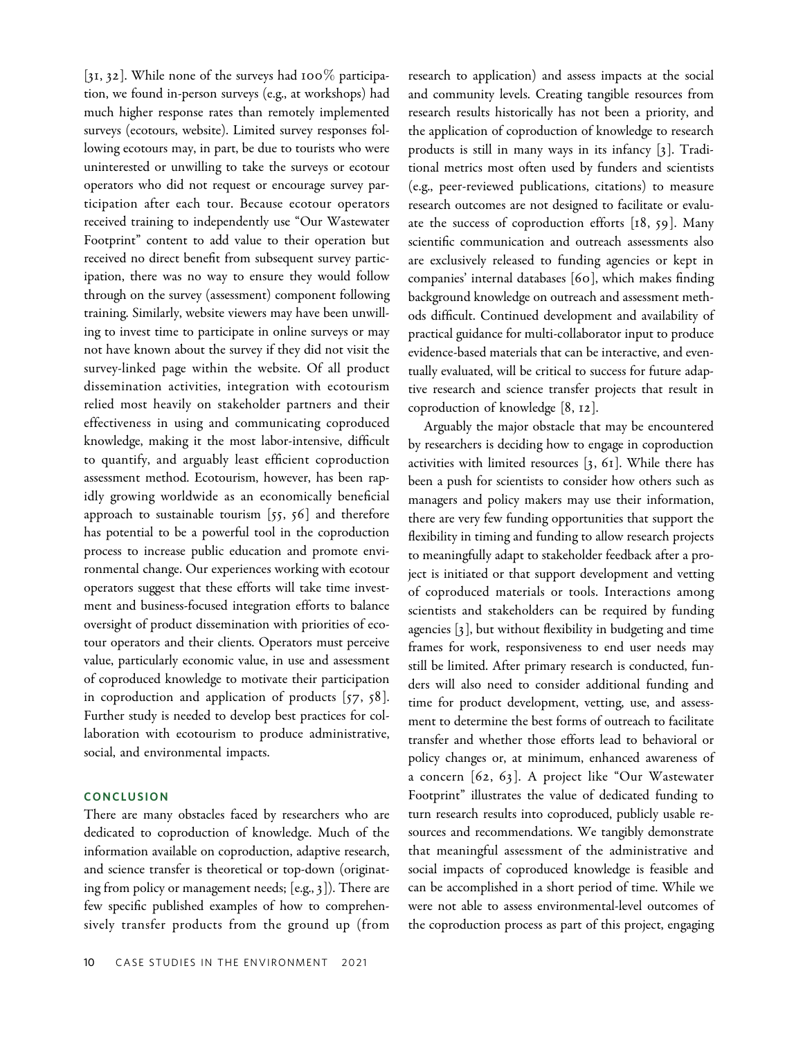[31, 32]. While none of the surveys had 100% participation, we found in-person surveys (e.g., at workshops) had much higher response rates than remotely implemented surveys (ecotours, website). Limited survey responses following ecotours may, in part, be due to tourists who were uninterested or unwilling to take the surveys or ecotour operators who did not request or encourage survey participation after each tour. Because ecotour operators received training to independently use "Our Wastewater Footprint" content to add value to their operation but received no direct benefit from subsequent survey participation, there was no way to ensure they would follow through on the survey (assessment) component following training. Similarly, website viewers may have been unwilling to invest time to participate in online surveys or may not have known about the survey if they did not visit the survey-linked page within the website. Of all product dissemination activities, integration with ecotourism relied most heavily on stakeholder partners and their effectiveness in using and communicating coproduced knowledge, making it the most labor-intensive, difficult to quantify, and arguably least efficient coproduction assessment method. Ecotourism, however, has been rapidly growing worldwide as an economically beneficial approach to sustainable tourism [55, 56] and therefore has potential to be a powerful tool in the coproduction process to increase public education and promote environmental change. Our experiences working with ecotour operators suggest that these efforts will take time investment and business-focused integration efforts to balance oversight of product dissemination with priorities of ecotour operators and their clients. Operators must perceive value, particularly economic value, in use and assessment of coproduced knowledge to motivate their participation in coproduction and application of products [57, 58]. Further study is needed to develop best practices for collaboration with ecotourism to produce administrative, social, and environmental impacts.

## CONCLUSION

There are many obstacles faced by researchers who are dedicated to coproduction of knowledge. Much of the information available on coproduction, adaptive research, and science transfer is theoretical or top-down (originating from policy or management needs; [e.g., 3]). There are few specific published examples of how to comprehensively transfer products from the ground up (from research to application) and assess impacts at the social and community levels. Creating tangible resources from research results historically has not been a priority, and the application of coproduction of knowledge to research products is still in many ways in its infancy [3]. Traditional metrics most often used by funders and scientists (e.g., peer-reviewed publications, citations) to measure research outcomes are not designed to facilitate or evaluate the success of coproduction efforts [18, 59]. Many scientific communication and outreach assessments also are exclusively released to funding agencies or kept in companies' internal databases [60], which makes finding background knowledge on outreach and assessment methods difficult. Continued development and availability of practical guidance for multi-collaborator input to produce evidence-based materials that can be interactive, and eventually evaluated, will be critical to success for future adaptive research and science transfer projects that result in coproduction of knowledge [8, 12].

Arguably the major obstacle that may be encountered by researchers is deciding how to engage in coproduction activities with limited resources [3, 61]. While there has been a push for scientists to consider how others such as managers and policy makers may use their information, there are very few funding opportunities that support the flexibility in timing and funding to allow research projects to meaningfully adapt to stakeholder feedback after a project is initiated or that support development and vetting of coproduced materials or tools. Interactions among scientists and stakeholders can be required by funding agencies [3], but without flexibility in budgeting and time frames for work, responsiveness to end user needs may still be limited. After primary research is conducted, funders will also need to consider additional funding and time for product development, vetting, use, and assessment to determine the best forms of outreach to facilitate transfer and whether those efforts lead to behavioral or policy changes or, at minimum, enhanced awareness of a concern [62, 63]. A project like "Our Wastewater Footprint" illustrates the value of dedicated funding to turn research results into coproduced, publicly usable resources and recommendations. We tangibly demonstrate that meaningful assessment of the administrative and social impacts of coproduced knowledge is feasible and can be accomplished in a short period of time. While we were not able to assess environmental-level outcomes of the coproduction process as part of this project, engaging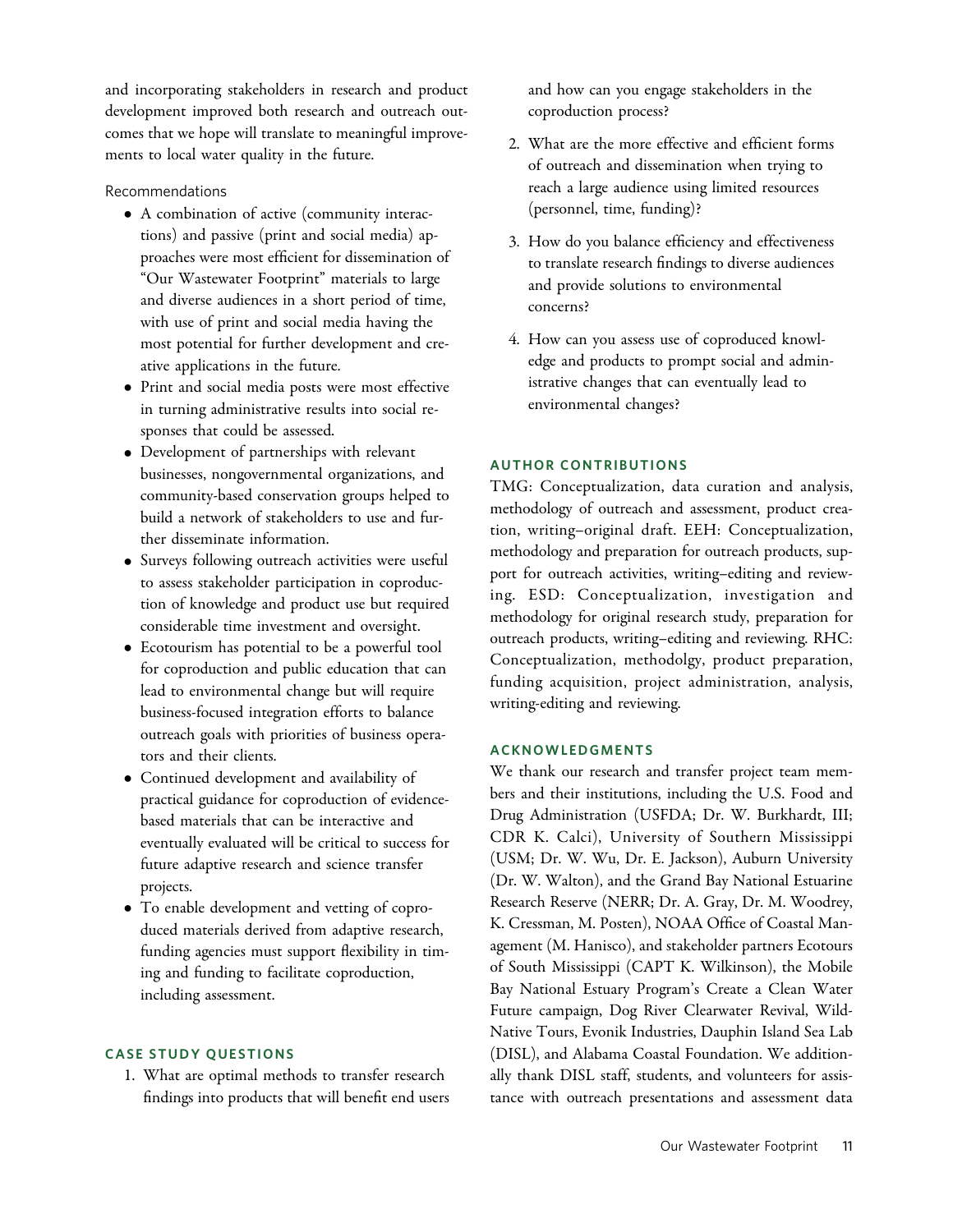and incorporating stakeholders in research and product development improved both research and outreach outcomes that we hope will translate to meaningful improvements to local water quality in the future.

Recommendations

- A combination of active (community interactions) and passive (print and social media) approaches were most efficient for dissemination of "Our Wastewater Footprint" materials to large and diverse audiences in a short period of time, with use of print and social media having the most potential for further development and creative applications in the future.
- Print and social media posts were most effective in turning administrative results into social responses that could be assessed.
- Development of partnerships with relevant businesses, nongovernmental organizations, and community-based conservation groups helped to build a network of stakeholders to use and further disseminate information.
- Surveys following outreach activities were useful to assess stakeholder participation in coproduction of knowledge and product use but required considerable time investment and oversight.
- Ecotourism has potential to be a powerful tool for coproduction and public education that can lead to environmental change but will require business-focused integration efforts to balance outreach goals with priorities of business operators and their clients.
- Continued development and availability of practical guidance for coproduction of evidence-based materials that can be interactive and eventually evaluated will be critical to success for future adaptive research and science transfer projects.
- To enable development and vetting of coproduced materials derived from adaptive research, funding agencies must support flexibility in timing and funding to facilitate coproduction, including assessment.

## CASE STUDY QUESTIONS

1. What are optimal methods to transfer research findings into products that will benefit end users and how can you engage stakeholders in the coproduction process?
2. What are the more effective and efficient forms of outreach and dissemination when trying to reach a large audience using limited resources (personnel, time, funding)?
3. How do you balance efficiency and effectiveness to translate research findings to diverse audiences and provide solutions to environmental concerns?
4. How can you assess use of coproduced knowledge and products to prompt social and administrative changes that can eventually lead to environmental changes?

## AUTHOR CONTRIBUTIONS

TMG: Conceptualization, data curation and analysis, methodology of outreach and assessment, product creation, writing–original draft. EEH: Conceptualization, methodology and preparation for outreach products, support for outreach activities, writing–editing and reviewing. ESD: Conceptualization, investigation and methodology for original research study, preparation for outreach products, writing–editing and reviewing. RHC: Conceptualization, methodolgy, product preparation, funding acquisition, project administration, analysis, writing-editing and reviewing.

## ACKNOWLEDGMENTS

We thank our research and transfer project team members and their institutions, including the U.S. Food and Drug Administration (USFDA; Dr. W. Burkhardt, III; CDR K. Calci), University of Southern Mississippi (USM; Dr. W. Wu, Dr. E. Jackson), Auburn University (Dr. W. Walton), and the Grand Bay National Estuarine Research Reserve (NERR; Dr. A. Gray, Dr. M. Woodrey, K. Cressman, M. Posten), NOAA Office of Coastal Management (M. Hanisco), and stakeholder partners Ecotours of South Mississippi (CAPT K. Wilkinson), the Mobile Bay National Estuary Program's Create a Clean Water Future campaign, Dog River Clearwater Revival, Wild-Native Tours, Evonik Industries, Dauphin Island Sea Lab (DISL), and Alabama Coastal Foundation. We additionally thank DISL staff, students, and volunteers for assistance with outreach presentations and assessment data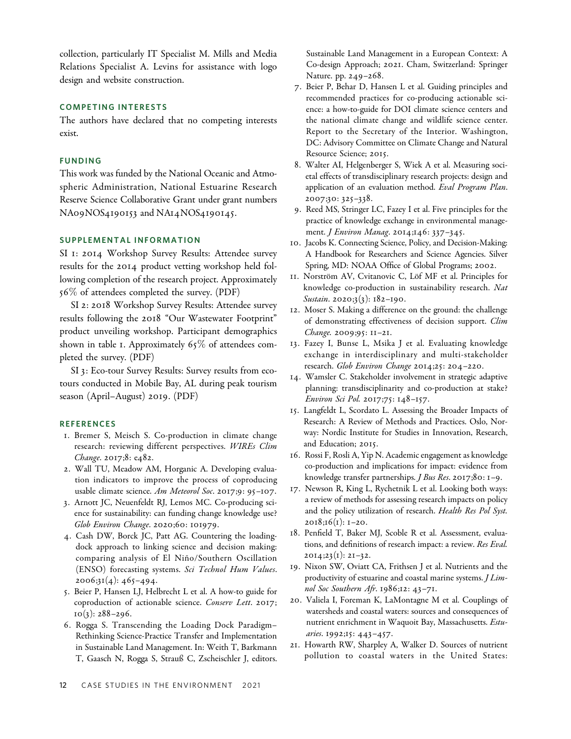collection, particularly IT Specialist M. Mills and Media Relations Specialist A. Levins for assistance with logo design and website construction.

## COMPETING INTERESTS

The authors have declared that no competing interests exist.

## FUNDING

This work was funded by the National Oceanic and Atmospheric Administration, National Estuarine Research Reserve Science Collaborative Grant under grant numbers NA09NOS4190153 and NA14NOS4190145.

## SUPPLEMENTAL INFORMATION

SI 1: 2014 Workshop Survey Results: Attendee survey results for the 2014 product vetting workshop held following completion of the research project. Approximately 56% of attendees completed the survey. (PDF)

SI 2: 2018 Workshop Survey Results: Attendee survey results following the 2018 "Our Wastewater Footprint" product unveiling workshop. Participant demographics shown in table 1. Approximately 65% of attendees completed the survey. (PDF)

SI 3: Eco-tour Survey Results: Survey results from ecotours conducted in Mobile Bay, AL during peak tourism season (April–August) 2019. (PDF)

## REFERENCES

1. Bremer S, Meisch S. Co-production in climate change research: reviewing different perspectives. *WIREs Clim Change*. 2017;8: e482.
2. Wall TU, Meadow AM, Horganic A. Developing evaluation indicators to improve the process of coproducing usable climate science. *Am Meteorol Soc*. 2017;9: 95–107.
3. Arnott JC, Neuenfeldt RJ, Lemos MC. Co-producing science for sustainability: can funding change knowledge use? *Glob Environ Change*. 2020;60: 101979.
4. Cash DW, Borck JC, Patt AG. Countering the loading-dock approach to linking science and decision making: comparing analysis of El Niño/Southern Oscillation (ENSO) forecasting systems. *Sci Technol Hum Values*. 2006;31(4): 465–494.
5. Beier P, Hansen LJ, Helbrecht L et al. A how-to guide for coproduction of actionable science. *Conserv Lett*. 2017; 10(3): 288–296.
6. Rogga S. Transcending the Loading Dock Paradigm–Rethinking Science-Practice Transfer and Implementation in Sustainable Land Management. In: Weith T, Barkmann T, Gaasch N, Rogga S, Strauß C, Zscheischler J, editors. Sustainable Land Management in a European Context: A Co-design Approach; 2021. Cham, Switzerland: Springer Nature. pp. 249–268.
7. Beier P, Behar D, Hansen L et al. Guiding principles and recommended practices for co-producing actionable science: a how-to-guide for DOI climate science centers and the national climate change and wildlife science center. Report to the Secretary of the Interior. Washington, DC: Advisory Committee on Climate Change and Natural Resource Science; 2015.
8. Walter AI, Helgenberger S, Wiek A et al. Measuring societal effects of transdisciplinary research projects: design and application of an evaluation method. *Eval Program Plan*. 2007;30: 325–338.
9. Reed MS, Stringer LC, Fazey I et al. Five principles for the practice of knowledge exchange in environmental management. *J Environ Manag*. 2014;146: 337–345.
10. Jacobs K. Connecting Science, Policy, and Decision-Making: A Handbook for Researchers and Science Agencies. Silver Spring, MD: NOAA Office of Global Programs; 2002.
11. Norström AV, Cvitanovic C, Löf MF et al. Principles for knowledge co-production in sustainability research. *Nat Sustain*. 2020;3(3): 182–190.
12. Moser S. Making a difference on the ground: the challenge of demonstrating effectiveness of decision support. *Clim Change*. 2009;95: 11–21.
13. Fazey I, Bunse L, Msika J et al. Evaluating knowledge exchange in interdisciplinary and multi-stakeholder research. *Glob Environ Change* 2014;25: 204–220.
14. Wamsler C. Stakeholder involvement in strategic adaptive planning: transdisciplinarity and co-production at stake? *Environ Sci Pol*. 2017;75: 148–157.
15. Langfeldt L, Scordato L. Assessing the Broader Impacts of Research: A Review of Methods and Practices. Oslo, Norway: Nordic Institute for Studies in Innovation, Research, and Education; 2015.
16. Rossi F, Rosli A, Yip N. Academic engagement as knowledge co-production and implications for impact: evidence from knowledge transfer partnerships. *J Bus Res*. 2017;80: 1–9.
17. Newson R, King L, Rychetnik L et al. Looking both ways: a review of methods for assessing research impacts on policy and the policy utilization of research. *Health Res Pol Syst*. 2018;16(1): 1–20.
18. Penfield T, Baker MJ, Scoble R et al. Assessment, evaluations, and definitions of research impact: a review. *Res Eval*. 2014;23(1): 21–32.
19. Nixon SW, Oviatt CA, Frithsen J et al. Nutrients and the productivity of estuarine and coastal marine systems. *J Limnol Soc Southern Afr*. 1986;12: 43–71.
20. Valiela I, Foreman K, LaMontagne M et al. Couplings of watersheds and coastal waters: sources and consequences of nutrient enrichment in Waquoit Bay, Massachusetts. *Estuaries*. 1992;15: 443–457.
21. Howarth RW, Sharpley A, Walker D. Sources of nutrient pollution to coastal waters in the United States: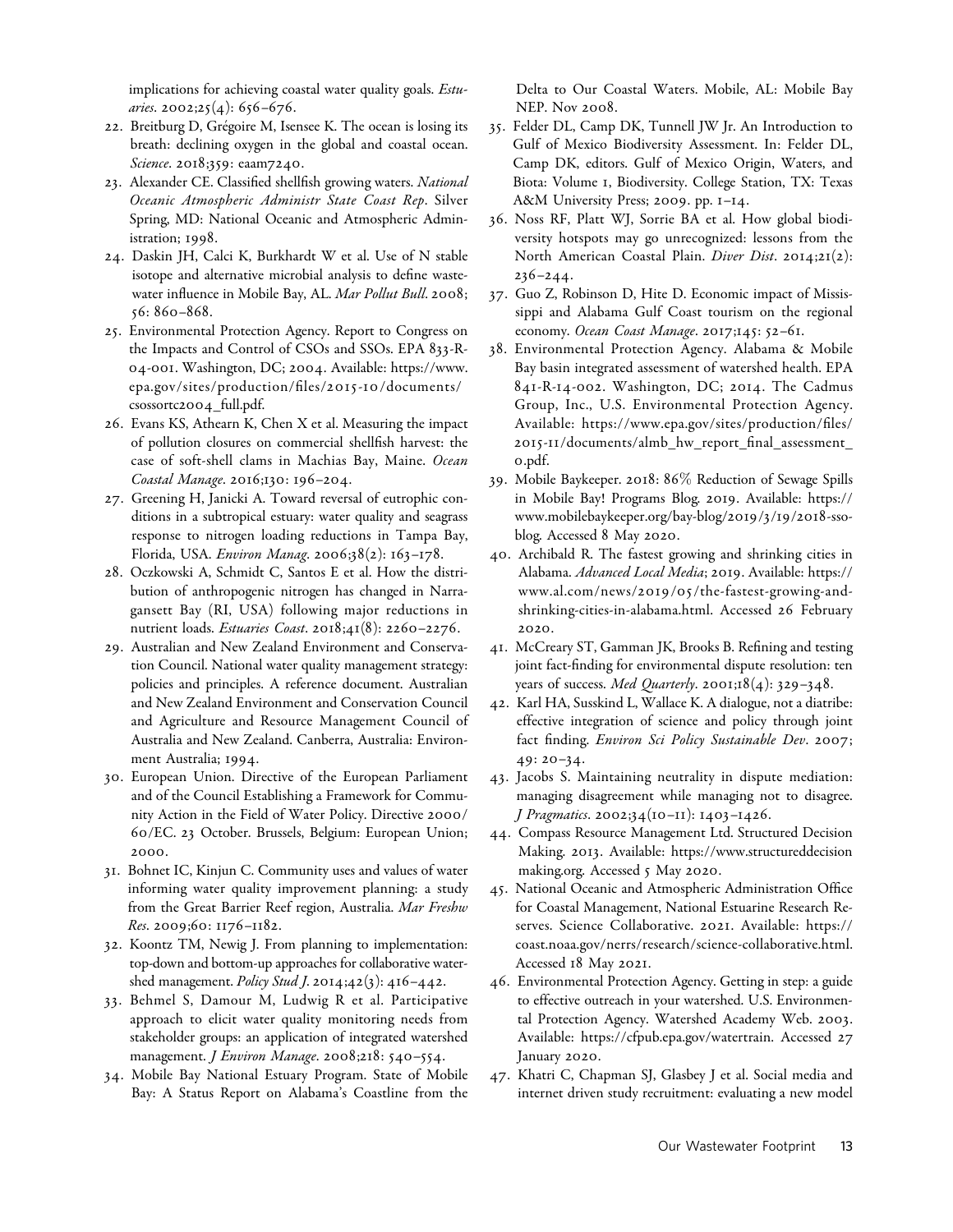implications for achieving coastal water quality goals. *Estuaries*. 2002;25(4): 656–676.

22. Breitburg D, Grégoire M, Isensee K. The ocean is losing its breath: declining oxygen in the global and coastal ocean. *Science*. 2018;359: eaam7240.
23. Alexander CE. Classified shellfish growing waters. *National Oceanic Atmospheric Administr State Coast Rep*. Silver Spring, MD: National Oceanic and Atmospheric Administration; 1998.
24. Daskin JH, Calci K, Burkhardt W et al. Use of N stable isotope and alternative microbial analysis to define wastewater influence in Mobile Bay, AL. *Mar Pollut Bull*. 2008; 56: 860–868.
25. Environmental Protection Agency. Report to Congress on the Impacts and Control of CSOs and SSOs. EPA 833-R-04-001. Washington, DC; 2004. Available: https://www.epa.gov/sites/production/files/2015-10/documents/csossortc2004_full.pdf.
26. Evans KS, Athearn K, Chen X et al. Measuring the impact of pollution closures on commercial shellfish harvest: the case of soft-shell clams in Machias Bay, Maine. *Ocean Coastal Manage*. 2016;130: 196–204.
27. Greening H, Janicki A. Toward reversal of eutrophic conditions in a subtropical estuary: water quality and seagrass response to nitrogen loading reductions in Tampa Bay, Florida, USA. *Environ Manag*. 2006;38(2): 163–178.
28. Oczkowski A, Schmidt C, Santos E et al. How the distribution of anthropogenic nitrogen has changed in Narragansett Bay (RI, USA) following major reductions in nutrient loads. *Estuaries Coast*. 2018;41(8): 2260–2276.
29. Australian and New Zealand Environment and Conservation Council. National water quality management strategy: policies and principles. A reference document. Australian and New Zealand Environment and Conservation Council and Agriculture and Resource Management Council of Australia and New Zealand. Canberra, Australia: Environment Australia; 1994.
30. European Union. Directive of the European Parliament and of the Council Establishing a Framework for Community Action in the Field of Water Policy. Directive 2000/60/EC. 23 October. Brussels, Belgium: European Union; 2000.
31. Bohnet IC, Kinjun C. Community uses and values of water informing water quality improvement planning: a study from the Great Barrier Reef region, Australia. *Mar Freshw Res*. 2009;60: 1176–1182.
32. Koontz TM, Newig J. From planning to implementation: top-down and bottom-up approaches for collaborative watershed management. *Policy Stud J*. 2014;42(3): 416–442.
33. Behmel S, Damour M, Ludwig R et al. Participative approach to elicit water quality monitoring needs from stakeholder groups: an application of integrated watershed management. *J Environ Manage*. 2008;218: 540–554.
34. Mobile Bay National Estuary Program. State of Mobile Bay: A Status Report on Alabama's Coastline from the Delta to Our Coastal Waters. Mobile, AL: Mobile Bay NEP. Nov 2008.
35. Felder DL, Camp DK, Tunnell JW Jr. An Introduction to Gulf of Mexico Biodiversity Assessment. In: Felder DL, Camp DK, editors. Gulf of Mexico Origin, Waters, and Biota: Volume 1, Biodiversity. College Station, TX: Texas A&M University Press; 2009. pp. 1–14.
36. Noss RF, Platt WJ, Sorrie BA et al. How global biodiversity hotspots may go unrecognized: lessons from the North American Coastal Plain. *Diver Dist*. 2014;21(2): 236–244.
37. Guo Z, Robinson D, Hite D. Economic impact of Mississippi and Alabama Gulf Coast tourism on the regional economy. *Ocean Coast Manage*. 2017;145: 52–61.
38. Environmental Protection Agency. Alabama & Mobile Bay basin integrated assessment of watershed health. EPA 841-R-14-002. Washington, DC; 2014. The Cadmus Group, Inc., U.S. Environmental Protection Agency. Available: https://www.epa.gov/sites/production/files/2015-11/documents/almb_hw_report_final_assessment_0.pdf.
39. Mobile Baykeeper. 2018: 86% Reduction of Sewage Spills in Mobile Bay! Programs Blog. 2019. Available: https://www.mobilebaykeeper.org/bay-blog/2019/3/19/2018-sso-blog. Accessed 8 May 2020.
40. Archibald R. The fastest growing and shrinking cities in Alabama. *Advanced Local Media*; 2019. Available: https://www.al.com/news/2019/05/the-fastest-growing-and-shrinking-cities-in-alabama.html. Accessed 26 February 2020.
41. McCreary ST, Gamman JK, Brooks B. Refining and testing joint fact-finding for environmental dispute resolution: ten years of success. *Med Quarterly*. 2001;18(4): 329–348.
42. Karl HA, Susskind L, Wallace K. A dialogue, not a diatribe: effective integration of science and policy through joint fact finding. *Environ Sci Policy Sustainable Dev*. 2007; 49: 20–34.
43. Jacobs S. Maintaining neutrality in dispute mediation: managing disagreement while managing not to disagree. *J Pragmatics*. 2002;34(10–11): 1403–1426.
44. Compass Resource Management Ltd. Structured Decision Making. 2013. Available: https://www.structureddecisionmaking.org. Accessed 5 May 2020.
45. National Oceanic and Atmospheric Administration Office for Coastal Management, National Estuarine Research Reserves. Science Collaborative. 2021. Available: https://coast.noaa.gov/nerrs/research/science-collaborative.html. Accessed 18 May 2021.
46. Environmental Protection Agency. Getting in step: a guide to effective outreach in your watershed. U.S. Environmental Protection Agency. Watershed Academy Web. 2003. Available: https://cfpub.epa.gov/watertrain. Accessed 27 January 2020.
47. Khatri C, Chapman SJ, Glasbey J et al. Social media and internet driven study recruitment: evaluating a new model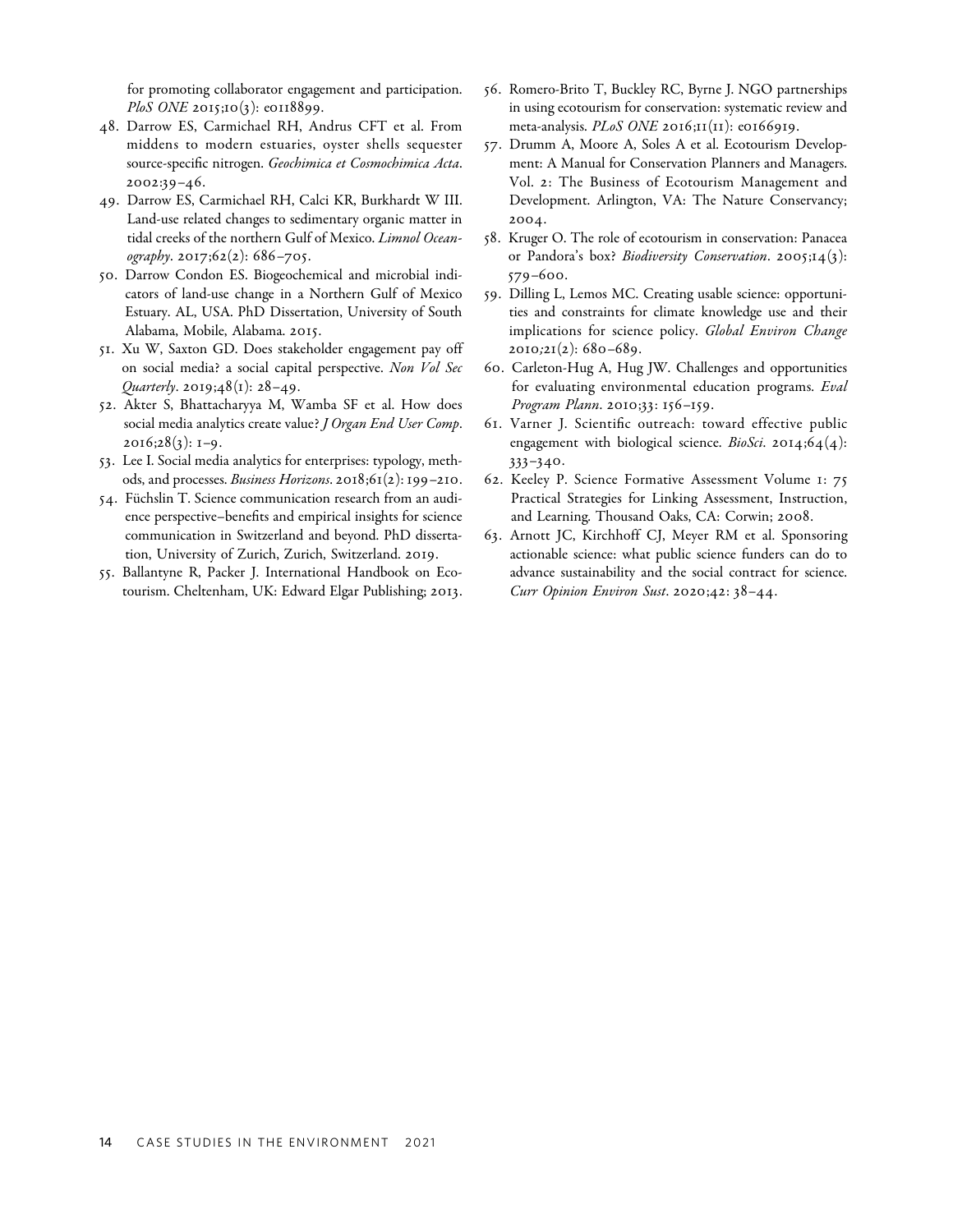for promoting collaborator engagement and participation. *PloS ONE* 2015;10(3): e0118899.

48. Darrow ES, Carmichael RH, Andrus CFT et al. From middens to modern estuaries, oyster shells sequester source-specific nitrogen. *Geochimica et Cosmochimica Acta*. 2002:39–46.
49. Darrow ES, Carmichael RH, Calci KR, Burkhardt W III. Land-use related changes to sedimentary organic matter in tidal creeks of the northern Gulf of Mexico. *Limnol Oceanography*. 2017;62(2): 686–705.
50. Darrow Condon ES. Biogeochemical and microbial indicators of land-use change in a Northern Gulf of Mexico Estuary. AL, USA. PhD Dissertation, University of South Alabama, Mobile, Alabama. 2015.
51. Xu W, Saxton GD. Does stakeholder engagement pay off on social media? a social capital perspective. *Non Vol Sec Quarterly*. 2019;48(1): 28–49.
52. Akter S, Bhattacharyya M, Wamba SF et al. How does social media analytics create value? *J Organ End User Comp*. 2016;28(3): 1–9.
53. Lee I. Social media analytics for enterprises: typology, methods, and processes. *Business Horizons*. 2018;61(2): 199–210.
54. Füchslin T. Science communication research from an audience perspective–benefits and empirical insights for science communication in Switzerland and beyond. PhD dissertation, University of Zurich, Zurich, Switzerland. 2019.
55. Ballantyne R, Packer J. International Handbook on Ecotourism. Cheltenham, UK: Edward Elgar Publishing; 2013.
56. Romero-Brito T, Buckley RC, Byrne J. NGO partnerships in using ecotourism for conservation: systematic review and meta-analysis. *PLoS ONE* 2016;11(11): e0166919.
57. Drumm A, Moore A, Soles A et al. Ecotourism Development: A Manual for Conservation Planners and Managers. Vol. 2: The Business of Ecotourism Management and Development. Arlington, VA: The Nature Conservancy; 2004.
58. Kruger O. The role of ecotourism in conservation: Panacea or Pandora's box? *Biodiversity Conservation*. 2005;14(3): 579–600.
59. Dilling L, Lemos MC. Creating usable science: opportunities and constraints for climate knowledge use and their implications for science policy. *Global Environ Change* 2010;21(2): 680–689.
60. Carleton-Hug A, Hug JW. Challenges and opportunities for evaluating environmental education programs. *Eval Program Plann*. 2010;33: 156–159.
61. Varner J. Scientific outreach: toward effective public engagement with biological science. *BioSci*. 2014;64(4): 333–340.
62. Keeley P. Science Formative Assessment Volume 1: 75 Practical Strategies for Linking Assessment, Instruction, and Learning. Thousand Oaks, CA: Corwin; 2008.
63. Arnott JC, Kirchhoff CJ, Meyer RM et al. Sponsoring actionable science: what public science funders can do to advance sustainability and the social contract for science. *Curr Opinion Environ Sust*. 2020;42: 38–44.